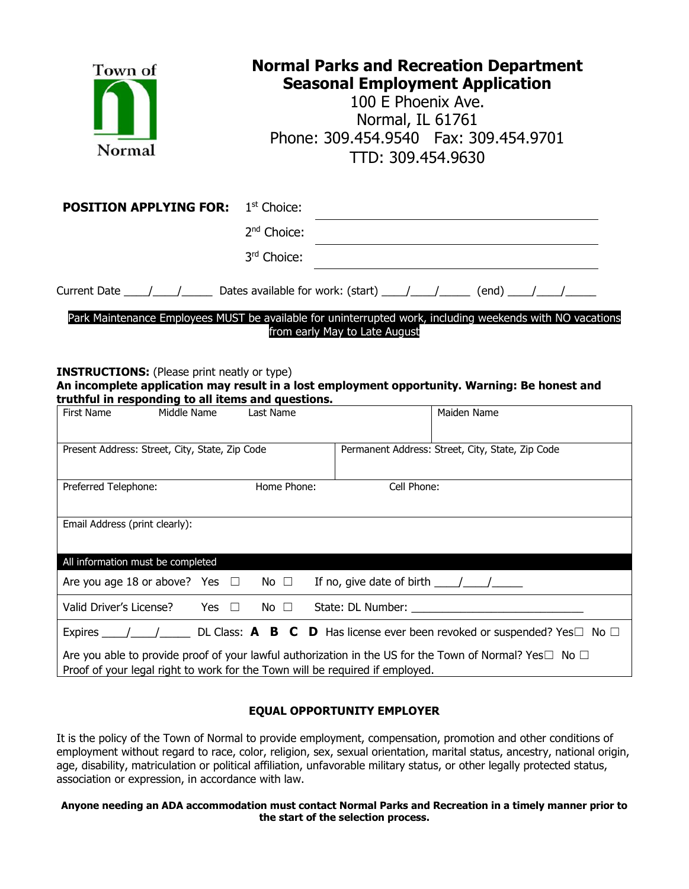Town of Normal

# Normal Parks and Recreation Department
## Seasonal Employment Application

100 E Phoenix Ave.
Normal, IL 61761
Phone: 309.454.9540 Fax: 309.454.9701
TTD: 309.454.9630

**POSITION APPLYING FOR:** 1st Choice: ______________________________

2nd Choice: ______________________________

3rd Choice: ______________________________

Current Date ____/____/_____ Dates available for work: (start) ____/____/_____ (end) ____/____/_____

Park Maintenance Employees MUST be available for uninterrupted work, including weekends with NO vacations from early May to Late August

**INSTRUCTIONS:** (Please print neatly or type)
**An incomplete application may result in a lost employment opportunity. Warning: Be honest and truthful in responding to all items and questions.**

| First Name | Middle Name | Last Name | Maiden Name |
|---|---|---|---|
| Present Address: Street, City, State, Zip Code | | Permanent Address: Street, City, State, Zip Code | |
| Preferred Telephone: | Home Phone: | Cell Phone: | |
| Email Address (print clearly): | | | |

| All information must be completed |
|---|
| Are you age 18 or above? Yes ☐ No ☐ If no, give date of birth ____/____/_____ |
| Valid Driver's License? Yes ☐ No ☐ State: DL Number: ____________________________ |
| Expires ____/____/_____ DL Class: **A B C D** Has license ever been revoked or suspended? Yes☐ No ☐ |
| Are you able to provide proof of your lawful authorization in the US for the Town of Normal? Yes☐ No ☐ Proof of your legal right to work for the Town will be required if employed. |

**EQUAL OPPORTUNITY EMPLOYER**

It is the policy of the Town of Normal to provide employment, compensation, promotion and other conditions of employment without regard to race, color, religion, sex, sexual orientation, marital status, ancestry, national origin, age, disability, matriculation or political affiliation, unfavorable military status, or other legally protected status, association or expression, in accordance with law.

**Anyone needing an ADA accommodation must contact Normal Parks and Recreation in a timely manner prior to the start of the selection process.**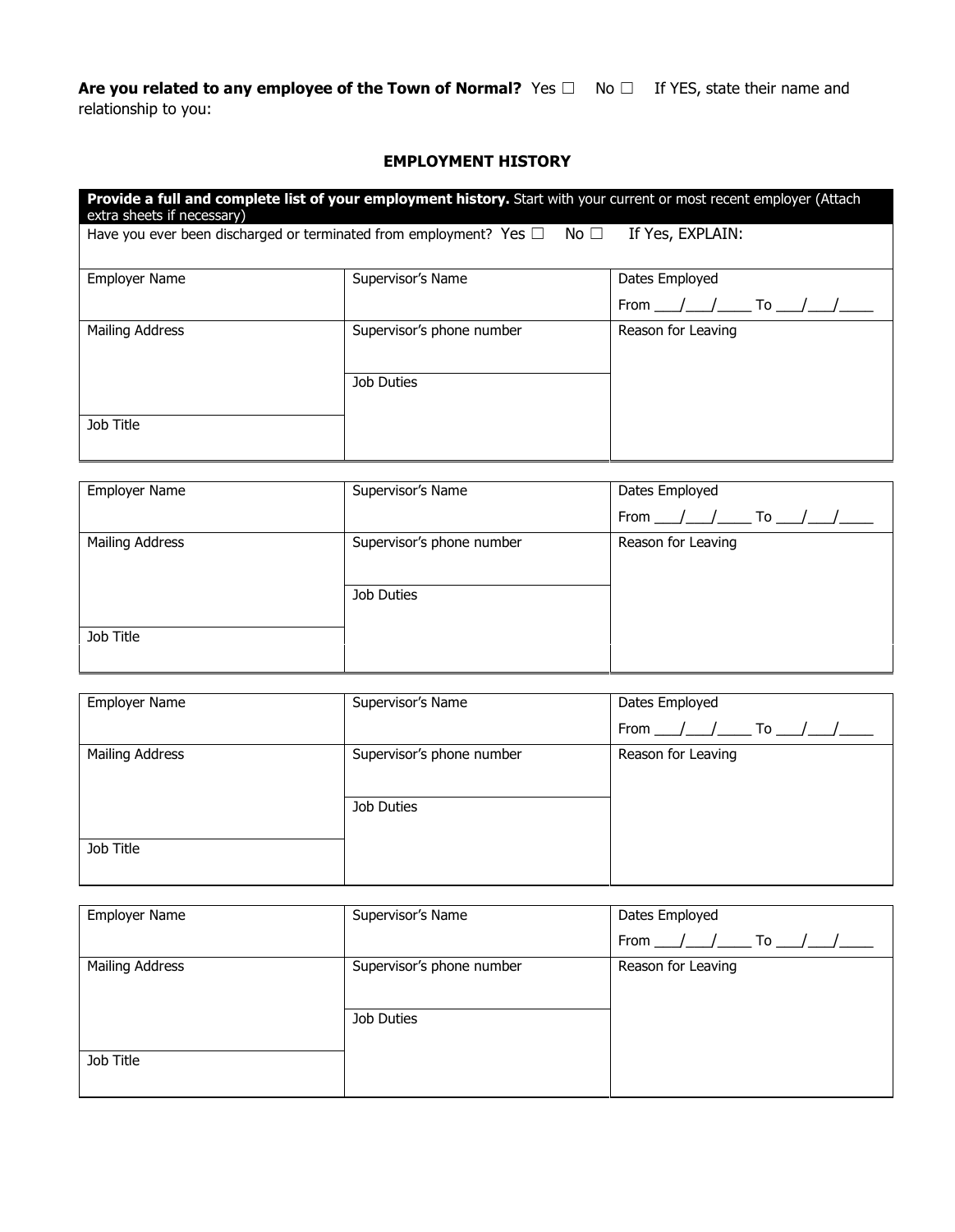**Are you related to any employee of the Town of Normal?** Yes ☐ No ☐ If YES, state their name and relationship to you:

## EMPLOYMENT HISTORY

**Provide a full and complete list of your employment history.** Start with your current or most recent employer (Attach extra sheets if necessary)

Have you ever been discharged or terminated from employment? Yes ☐ No ☐ If Yes, EXPLAIN:

| Employer Name | Supervisor's Name | Dates Employed<br>From \_\_\_/\_\_\_/\_\_\_\_ To \_\_\_/\_\_\_/\_\_\_\_ |
|---|---|---|
| Mailing Address | Supervisor's phone number | Reason for Leaving |
| | Job Duties | |
| Job Title | | |

| Employer Name | Supervisor's Name | Dates Employed<br>From \_\_\_/\_\_\_/\_\_\_\_ To \_\_\_/\_\_\_/\_\_\_\_ |
|---|---|---|
| Mailing Address | Supervisor's phone number | Reason for Leaving |
| | Job Duties | |
| Job Title | | |

| Employer Name | Supervisor's Name | Dates Employed<br>From \_\_\_/\_\_\_/\_\_\_\_ To \_\_\_/\_\_\_/\_\_\_\_ |
|---|---|---|
| Mailing Address | Supervisor's phone number | Reason for Leaving |
| | Job Duties | |
| Job Title | | |

| Employer Name | Supervisor's Name | Dates Employed<br>From \_\_\_/\_\_\_/\_\_\_\_ To \_\_\_/\_\_\_/\_\_\_\_ |
|---|---|---|
| Mailing Address | Supervisor's phone number | Reason for Leaving |
| | Job Duties | |
| Job Title | | |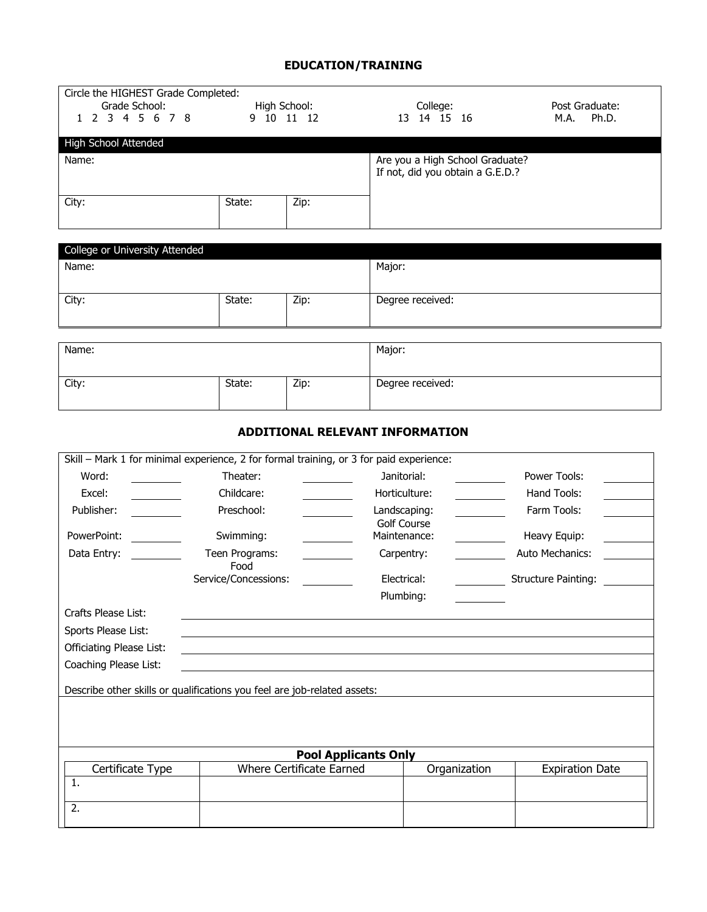## EDUCATION/TRAINING

Circle the HIGHEST Grade Completed:

| Grade School: | High School: | College: | Post Graduate: |
|---|---|---|---|
| 1 2 3 4 5 6 7 8 | 9 10 11 12 | 13 14 15 16 | M.A. Ph.D. |

**High School Attended**

| Name: | | | Are you a High School Graduate? If not, did you obtain a G.E.D.? |
|---|---|---|---|
| City: | State: | Zip: | |

**College or University Attended**

| Name: | | | Major: |
|---|---|---|---|
| City: | State: | Zip: | Degree received: |

| Name: | | | Major: |
|---|---|---|---|
| City: | State: | Zip: | Degree received: |

## ADDITIONAL RELEVANT INFORMATION

Skill – Mark 1 for minimal experience, 2 for formal training, or 3 for paid experience:

| | | | | | | | |
|---|---|---|---|---|---|---|---|
| Word: | ______ | Theater: | ______ | Janitorial: | ______ | Power Tools: | ______ |
| Excel: | ______ | Childcare: | ______ | Horticulture: | ______ | Hand Tools: | ______ |
| Publisher: | ______ | Preschool: | ______ | Landscaping: | ______ | Farm Tools: | ______ |
| PowerPoint: | ______ | Swimming: | ______ | Golf Course Maintenance: | ______ | Heavy Equip: | ______ |
| Data Entry: | ______ | Teen Programs: | ______ | Carpentry: | ______ | Auto Mechanics: | ______ |
| | | Food Service/Concessions: | ______ | Electrical: | ______ | Structure Painting: | ______ |
| | | | | Plumbing: | ______ | | |

Crafts Please List: ____________________

Sports Please List: ____________________

Officiating Please List: ____________________

Coaching Please List: ____________________

Describe other skills or qualifications you feel are job-related assets:

**Pool Applicants Only**

| Certificate Type | Where Certificate Earned | Organization | Expiration Date |
|---|---|---|---|
| 1. | | | |
| 2. | | | |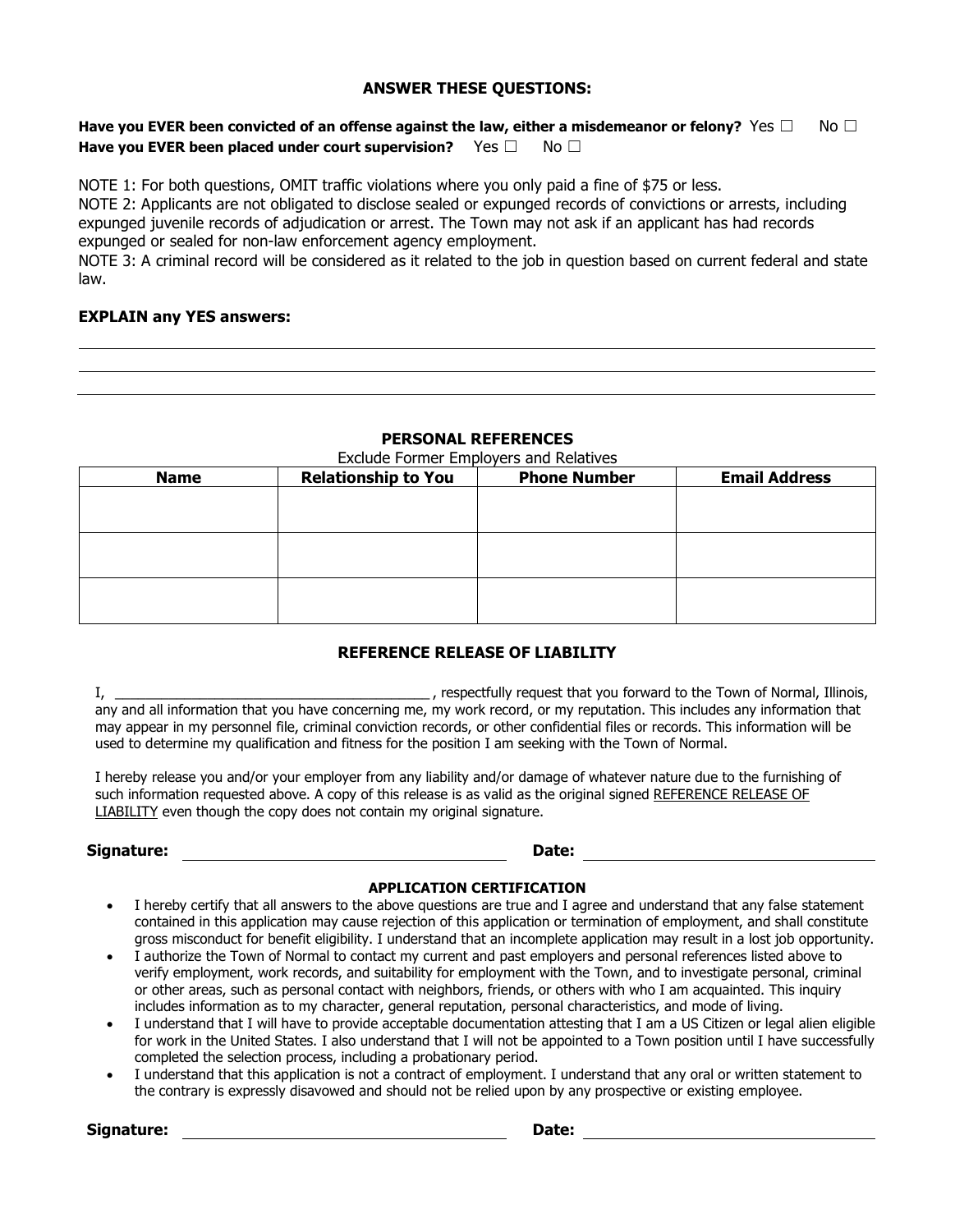## ANSWER THESE QUESTIONS:

**Have you EVER been convicted of an offense against the law, either a misdemeanor or felony?** Yes ☐ No ☐

**Have you EVER been placed under court supervision?** Yes ☐ No ☐

NOTE 1: For both questions, OMIT traffic violations where you only paid a fine of $75 or less.

NOTE 2: Applicants are not obligated to disclose sealed or expunged records of convictions or arrests, including expunged juvenile records of adjudication or arrest. The Town may not ask if an applicant has had records expunged or sealed for non-law enforcement agency employment.

NOTE 3: A criminal record will be considered as it related to the job in question based on current federal and state law.

**EXPLAIN any YES answers:**

_______________________________________________

_______________________________________________

_______________________________________________

## PERSONAL REFERENCES

Exclude Former Employers and Relatives

| Name | Relationship to You | Phone Number | Email Address |
|---|---|---|---|
| | | | |
| | | | |
| | | | |

## REFERENCE RELEASE OF LIABILITY

I, ________________________________________ , respectfully request that you forward to the Town of Normal, Illinois, any and all information that you have concerning me, my work record, or my reputation. This includes any information that may appear in my personnel file, criminal conviction records, or other confidential files or records. This information will be used to determine my qualification and fitness for the position I am seeking with the Town of Normal.

I hereby release you and/or your employer from any liability and/or damage of whatever nature due to the furnishing of such information requested above. A copy of this release is as valid as the original signed REFERENCE RELEASE OF LIABILITY even though the copy does not contain my original signature.

**Signature:** ______________________ **Date:** ______________________

## APPLICATION CERTIFICATION

- I hereby certify that all answers to the above questions are true and I agree and understand that any false statement contained in this application may cause rejection of this application or termination of employment, and shall constitute gross misconduct for benefit eligibility. I understand that an incomplete application may result in a lost job opportunity.
- I authorize the Town of Normal to contact my current and past employers and personal references listed above to verify employment, work records, and suitability for employment with the Town, and to investigate personal, criminal or other areas, such as personal contact with neighbors, friends, or others with who I am acquainted. This inquiry includes information as to my character, general reputation, personal characteristics, and mode of living.
- I understand that I will have to provide acceptable documentation attesting that I am a US Citizen or legal alien eligible for work in the United States. I also understand that I will not be appointed to a Town position until I have successfully completed the selection process, including a probationary period.
- I understand that this application is not a contract of employment. I understand that any oral or written statement to the contrary is expressly disavowed and should not be relied upon by any prospective or existing employee.

**Signature:** ______________________ **Date:** ______________________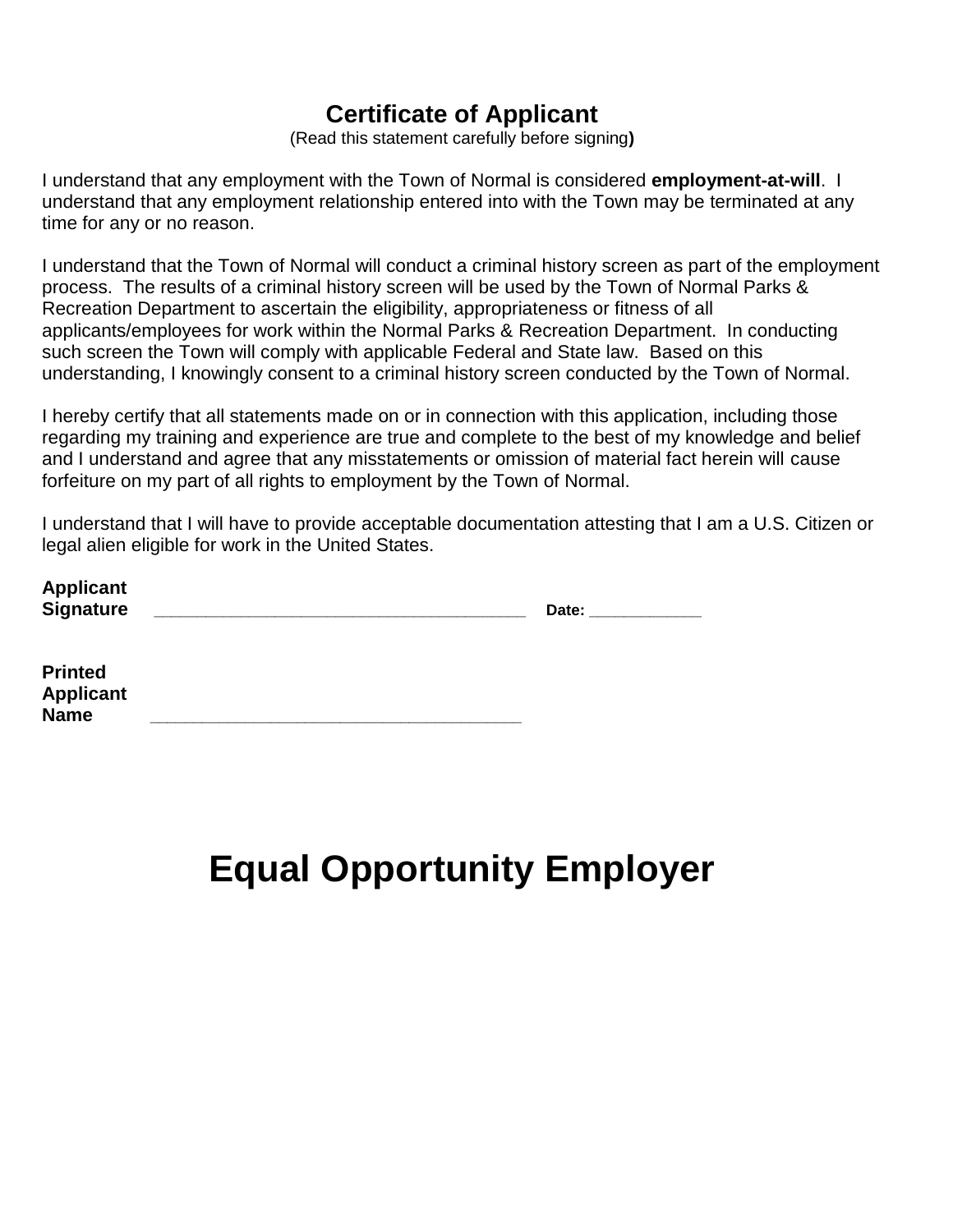# Certificate of Applicant

(Read this statement carefully before signing**)**

I understand that any employment with the Town of Normal is considered **employment-at-will**. I understand that any employment relationship entered into with the Town may be terminated at any time for any or no reason.

I understand that the Town of Normal will conduct a criminal history screen as part of the employment process. The results of a criminal history screen will be used by the Town of Normal Parks & Recreation Department to ascertain the eligibility, appropriateness or fitness of all applicants/employees for work within the Normal Parks & Recreation Department. In conducting such screen the Town will comply with applicable Federal and State law. Based on this understanding, I knowingly consent to a criminal history screen conducted by the Town of Normal.

I hereby certify that all statements made on or in connection with this application, including those regarding my training and experience are true and complete to the best of my knowledge and belief and I understand and agree that any misstatements or omission of material fact herein will cause forfeiture on my part of all rights to employment by the Town of Normal.

I understand that I will have to provide acceptable documentation attesting that I am a U.S. Citizen or legal alien eligible for work in the United States.

**Applicant Signature** ________________________________________ **Date:** ____________

**Printed Applicant Name** ________________________________________

# Equal Opportunity Employer